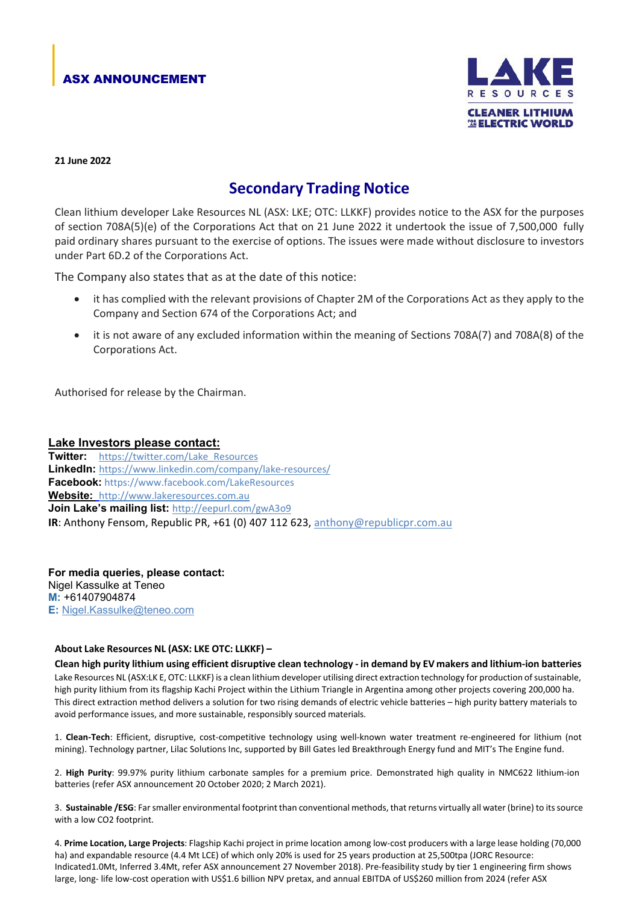**ASX ANNOUNCEMENT**

**21 June 2022**

# Secondary Trading Notice

Clean lithium developer Lake Resources NL (ASX: LKE; OTC: LLKKF) provides notice to the ASX for the purposes of section 708A(5)(e) of the Corporations Act that on 21 June 2022 it undertook the issue of 7,500,000 fully paid ordinary shares pursuant to the exercise of options. The issues were made without disclosure to investors under Part 6D.2 of the Corporations Act.

The Company also states that as at the date of this notice:

- it has complied with the relevant provisions of Chapter 2M of the Corporations Act as they apply to the Company and Section 674 of the Corporations Act; and
- it is not aware of any excluded information within the meaning of Sections 708A(7) and 708A(8) of the Corporations Act.

Authorised for release by the Chairman.

**Lake Investors please contact:**
**Twitter:** https://twitter.com/Lake_Resources
**LinkedIn:** https://www.linkedin.com/company/lake-resources/
**Facebook:** https://www.facebook.com/LakeResources
**Website:** http://www.lakeresources.com.au
**Join Lake's mailing list:** http://eepurl.com/gwA3o9
**IR**: Anthony Fensom, Republic PR, +61 (0) 407 112 623, anthony@republicpr.com.au

**For media queries, please contact:**
Nigel Kassulke at Teneo
**M:** +61407904874
**E:** Nigel.Kassulke@teneo.com

**About Lake Resources NL (ASX: LKE OTC: LLKKF) –**

**Clean high purity lithium using efficient disruptive clean technology - in demand by EV makers and lithium-ion batteries**

Lake Resources NL (ASX:LKE, OTC: LLKKF) is a clean lithium developer utilising direct extraction technology for production of sustainable, high purity lithium from its flagship Kachi Project within the Lithium Triangle in Argentina among other projects covering 200,000 ha. This direct extraction method delivers a solution for two rising demands of electric vehicle batteries – high purity battery materials to avoid performance issues, and more sustainable, responsibly sourced materials.

1. **Clean-Tech**: Efficient, disruptive, cost-competitive technology using well-known water treatment re-engineered for lithium (not mining). Technology partner, Lilac Solutions Inc, supported by Bill Gates led Breakthrough Energy fund and MIT's The Engine fund.

2. **High Purity**: 99.97% purity lithium carbonate samples for a premium price. Demonstrated high quality in NMC622 lithium-ion batteries (refer ASX announcement 20 October 2020; 2 March 2021).

3. **Sustainable /ESG**: Far smaller environmental footprint than conventional methods, that returns virtually all water (brine) to its source with a low CO2 footprint.

4. **Prime Location, Large Projects**: Flagship Kachi project in prime location among low-cost producers with a large lease holding (70,000 ha) and expandable resource (4.4 Mt LCE) of which only 20% is used for 25 years production at 25,500tpa (JORC Resource: Indicated1.0Mt, Inferred 3.4Mt, refer ASX announcement 27 November 2018). Pre-feasibility study by tier 1 engineering firm shows large, long- life low-cost operation with US$1.6 billion NPV pretax, and annual EBITDA of US$260 million from 2024 (refer ASX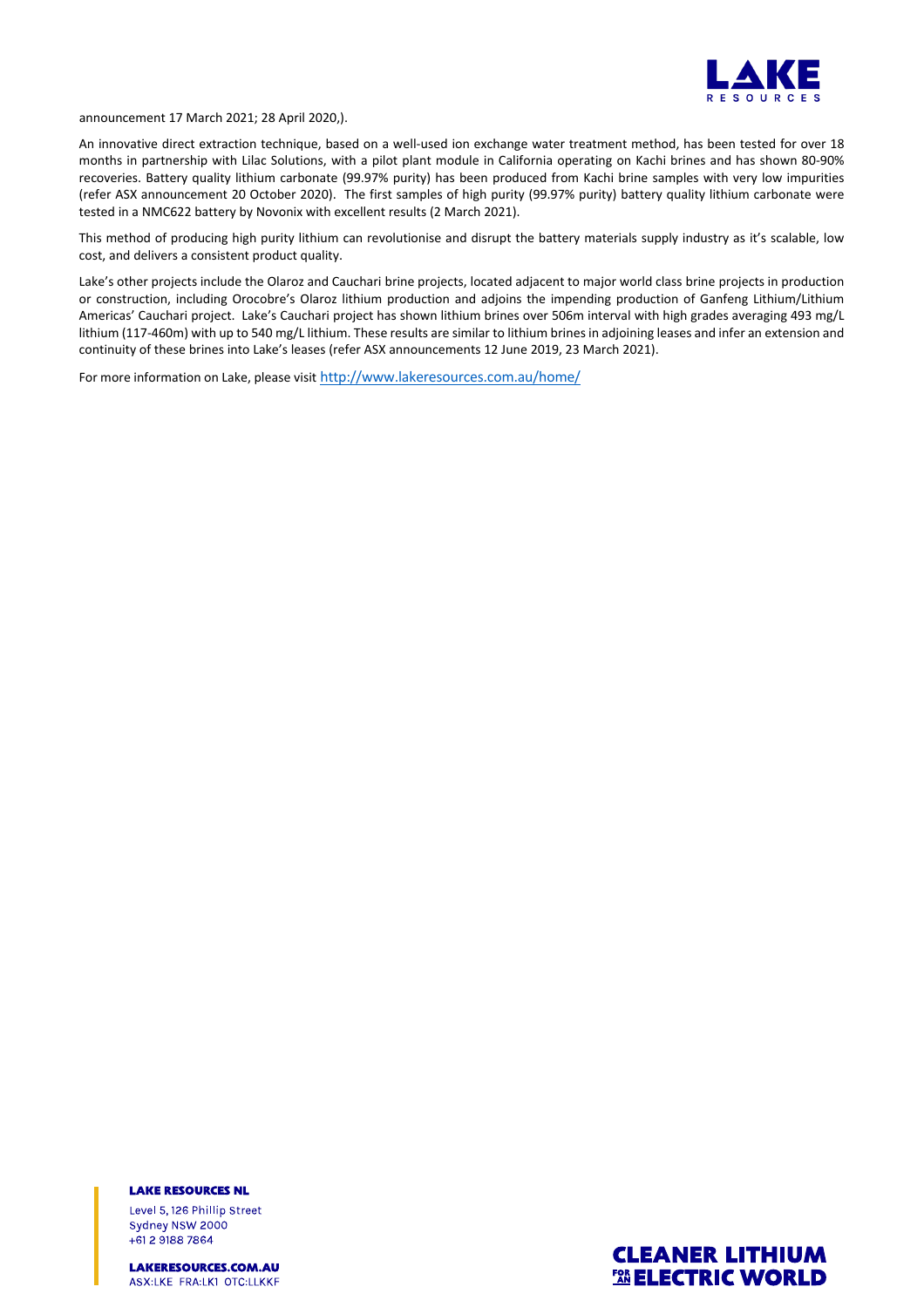announcement 17 March 2021; 28 April 2020,).

An innovative direct extraction technique, based on a well-used ion exchange water treatment method, has been tested for over 18 months in partnership with Lilac Solutions, with a pilot plant module in California operating on Kachi brines and has shown 80-90% recoveries. Battery quality lithium carbonate (99.97% purity) has been produced from Kachi brine samples with very low impurities (refer ASX announcement 20 October 2020). The first samples of high purity (99.97% purity) battery quality lithium carbonate were tested in a NMC622 battery by Novonix with excellent results (2 March 2021).

This method of producing high purity lithium can revolutionise and disrupt the battery materials supply industry as it's scalable, low cost, and delivers a consistent product quality.

Lake's other projects include the Olaroz and Cauchari brine projects, located adjacent to major world class brine projects in production or construction, including Orocobre's Olaroz lithium production and adjoins the impending production of Ganfeng Lithium/Lithium Americas' Cauchari project. Lake's Cauchari project has shown lithium brines over 506m interval with high grades averaging 493 mg/L lithium (117-460m) with up to 540 mg/L lithium. These results are similar to lithium brines in adjoining leases and infer an extension and continuity of these brines into Lake's leases (refer ASX announcements 12 June 2019, 23 March 2021).

For more information on Lake, please visit http://www.lakeresources.com.au/home/

**LAKE RESOURCES NL**
Level 5, 126 Phillip Street
Sydney NSW 2000
+61 2 9188 7864

**LAKERESOURCES.COM.AU**
ASX:LKE FRA:LK1 OTC:LLKKF

**CLEANER LITHIUM FOR AN ELECTRIC WORLD**